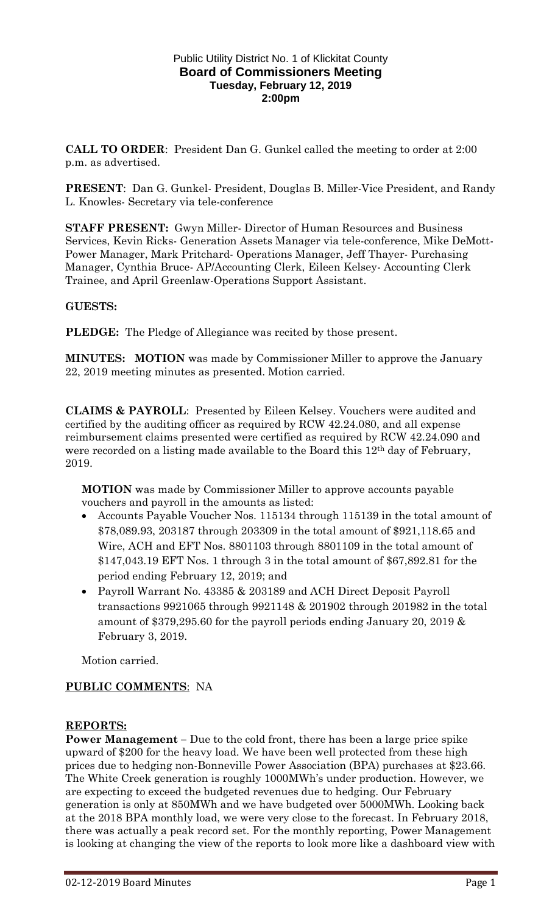Public Utility District No. 1 of Klickitat County
**Board of Commissioners Meeting**
**Tuesday, February 12, 2019**
**2:00pm**

**CALL TO ORDER**: President Dan G. Gunkel called the meeting to order at 2:00 p.m. as advertised.

**PRESENT**: Dan G. Gunkel- President, Douglas B. Miller-Vice President, and Randy L. Knowles- Secretary via tele-conference

**STAFF PRESENT:** Gwyn Miller- Director of Human Resources and Business Services, Kevin Ricks- Generation Assets Manager via tele-conference, Mike DeMott-Power Manager, Mark Pritchard- Operations Manager, Jeff Thayer- Purchasing Manager, Cynthia Bruce- AP/Accounting Clerk, Eileen Kelsey- Accounting Clerk Trainee, and April Greenlaw-Operations Support Assistant.

**GUESTS:**

**PLEDGE:** The Pledge of Allegiance was recited by those present.

**MINUTES: MOTION** was made by Commissioner Miller to approve the January 22, 2019 meeting minutes as presented. Motion carried.

**CLAIMS & PAYROLL**: Presented by Eileen Kelsey. Vouchers were audited and certified by the auditing officer as required by RCW 42.24.080, and all expense reimbursement claims presented were certified as required by RCW 42.24.090 and were recorded on a listing made available to the Board this 12th day of February, 2019.

**MOTION** was made by Commissioner Miller to approve accounts payable vouchers and payroll in the amounts as listed:

- Accounts Payable Voucher Nos. 115134 through 115139 in the total amount of $78,089.93, 203187 through 203309 in the total amount of $921,118.65 and Wire, ACH and EFT Nos. 8801103 through 8801109 in the total amount of $147,043.19 EFT Nos. 1 through 3 in the total amount of $67,892.81 for the period ending February 12, 2019; and
- Payroll Warrant No. 43385 & 203189 and ACH Direct Deposit Payroll transactions 9921065 through 9921148 & 201902 through 201982 in the total amount of $379,295.60 for the payroll periods ending January 20, 2019 & February 3, 2019.

Motion carried.

**PUBLIC COMMENTS**: NA

**REPORTS:**

**Power Management –** Due to the cold front, there has been a large price spike upward of $200 for the heavy load. We have been well protected from these high prices due to hedging non-Bonneville Power Association (BPA) purchases at $23.66. The White Creek generation is roughly 1000MWh's under production. However, we are expecting to exceed the budgeted revenues due to hedging. Our February generation is only at 850MWh and we have budgeted over 5000MWh. Looking back at the 2018 BPA monthly load, we were very close to the forecast. In February 2018, there was actually a peak record set. For the monthly reporting, Power Management is looking at changing the view of the reports to look more like a dashboard view with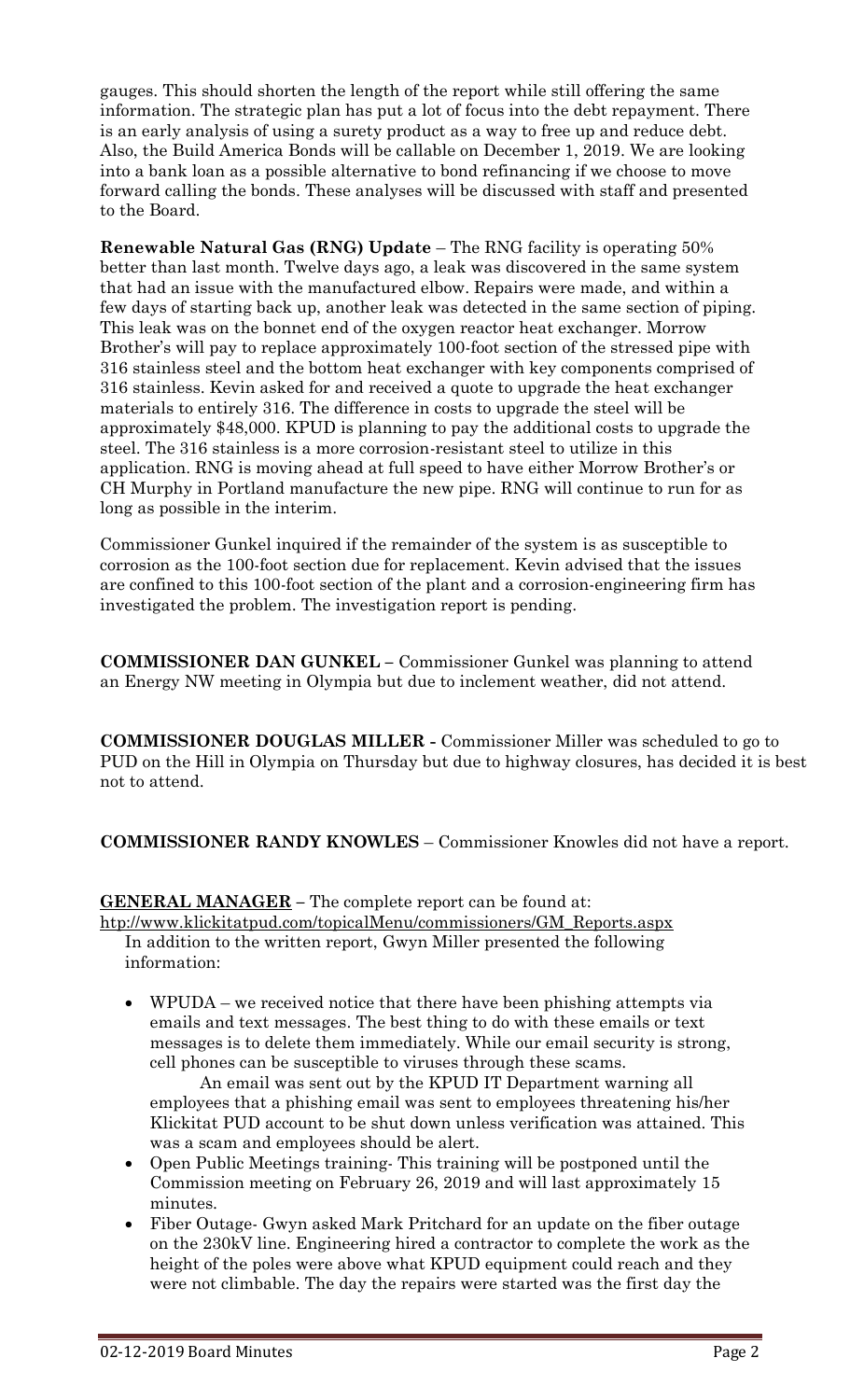gauges. This should shorten the length of the report while still offering the same information. The strategic plan has put a lot of focus into the debt repayment. There is an early analysis of using a surety product as a way to free up and reduce debt. Also, the Build America Bonds will be callable on December 1, 2019. We are looking into a bank loan as a possible alternative to bond refinancing if we choose to move forward calling the bonds. These analyses will be discussed with staff and presented to the Board.

**Renewable Natural Gas (RNG) Update** – The RNG facility is operating 50% better than last month. Twelve days ago, a leak was discovered in the same system that had an issue with the manufactured elbow. Repairs were made, and within a few days of starting back up, another leak was detected in the same section of piping. This leak was on the bonnet end of the oxygen reactor heat exchanger. Morrow Brother's will pay to replace approximately 100-foot section of the stressed pipe with 316 stainless steel and the bottom heat exchanger with key components comprised of 316 stainless. Kevin asked for and received a quote to upgrade the heat exchanger materials to entirely 316. The difference in costs to upgrade the steel will be approximately $48,000. KPUD is planning to pay the additional costs to upgrade the steel. The 316 stainless is a more corrosion-resistant steel to utilize in this application. RNG is moving ahead at full speed to have either Morrow Brother's or CH Murphy in Portland manufacture the new pipe. RNG will continue to run for as long as possible in the interim.

Commissioner Gunkel inquired if the remainder of the system is as susceptible to corrosion as the 100-foot section due for replacement. Kevin advised that the issues are confined to this 100-foot section of the plant and a corrosion-engineering firm has investigated the problem. The investigation report is pending.

**COMMISSIONER DAN GUNKEL –** Commissioner Gunkel was planning to attend an Energy NW meeting in Olympia but due to inclement weather, did not attend.

**COMMISSIONER DOUGLAS MILLER -** Commissioner Miller was scheduled to go to PUD on the Hill in Olympia on Thursday but due to highway closures, has decided it is best not to attend.

**COMMISSIONER RANDY KNOWLES** – Commissioner Knowles did not have a report.

**GENERAL MANAGER –** The complete report can be found at:
http://www.klickitatpud.com/topicalMenu/commissioners/GM_Reports.aspx

In addition to the written report, Gwyn Miller presented the following information:

- WPUDA – we received notice that there have been phishing attempts via emails and text messages. The best thing to do with these emails or text messages is to delete them immediately. While our email security is strong, cell phones can be susceptible to viruses through these scams.

  An email was sent out by the KPUD IT Department warning all employees that a phishing email was sent to employees threatening his/her Klickitat PUD account to be shut down unless verification was attained. This was a scam and employees should be alert.
- Open Public Meetings training- This training will be postponed until the Commission meeting on February 26, 2019 and will last approximately 15 minutes.
- Fiber Outage- Gwyn asked Mark Pritchard for an update on the fiber outage on the 230kV line. Engineering hired a contractor to complete the work as the height of the poles were above what KPUD equipment could reach and they were not climbable. The day the repairs were started was the first day the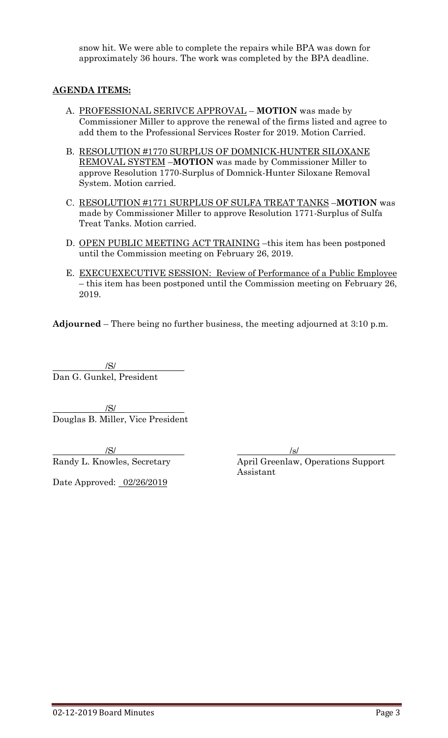snow hit. We were able to complete the repairs while BPA was down for approximately 36 hours. The work was completed by the BPA deadline.

**AGENDA ITEMS:**

A. PROFESSIONAL SERIVCE APPROVAL – **MOTION** was made by Commissioner Miller to approve the renewal of the firms listed and agree to add them to the Professional Services Roster for 2019. Motion Carried.

B. RESOLUTION #1770 SURPLUS OF DOMNICK-HUNTER SILOXANE REMOVAL SYSTEM –**MOTION** was made by Commissioner Miller to approve Resolution 1770-Surplus of Domnick-Hunter Siloxane Removal System. Motion carried.

C. RESOLUTION #1771 SURPLUS OF SULFA TREAT TANKS –**MOTION** was made by Commissioner Miller to approve Resolution 1771-Surplus of Sulfa Treat Tanks. Motion carried.

D. OPEN PUBLIC MEETING ACT TRAINING –this item has been postponed until the Commission meeting on February 26, 2019.

E. EXECUEXECUTIVE SESSION: Review of Performance of a Public Employee – this item has been postponed until the Commission meeting on February 26, 2019.

**Adjourned** – There being no further business, the meeting adjourned at 3:10 p.m.

/S/
Dan G. Gunkel, President

/S/
Douglas B. Miller, Vice President

/S/
Randy L. Knowles, Secretary

/s/
April Greenlaw, Operations Support Assistant

Date Approved: 02/26/2019